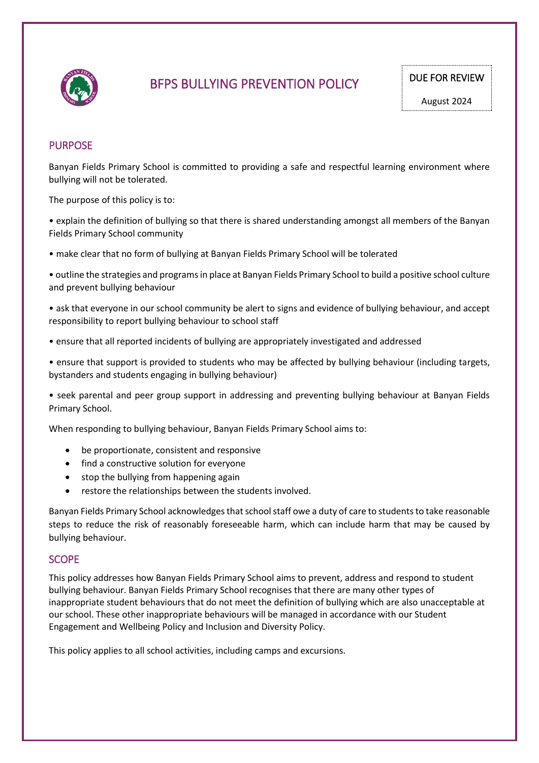# BFPS BULLYING PREVENTION POLICY

DUE FOR REVIEW

August 2024

## PURPOSE

Banyan Fields Primary School is committed to providing a safe and respectful learning environment where bullying will not be tolerated.

The purpose of this policy is to:

• explain the definition of bullying so that there is shared understanding amongst all members of the Banyan Fields Primary School community

• make clear that no form of bullying at Banyan Fields Primary School will be tolerated

• outline the strategies and programs in place at Banyan Fields Primary School to build a positive school culture and prevent bullying behaviour

• ask that everyone in our school community be alert to signs and evidence of bullying behaviour, and accept responsibility to report bullying behaviour to school staff

• ensure that all reported incidents of bullying are appropriately investigated and addressed

• ensure that support is provided to students who may be affected by bullying behaviour (including targets, bystanders and students engaging in bullying behaviour)

• seek parental and peer group support in addressing and preventing bullying behaviour at Banyan Fields Primary School.

When responding to bullying behaviour, Banyan Fields Primary School aims to:

- be proportionate, consistent and responsive
- find a constructive solution for everyone
- stop the bullying from happening again
- restore the relationships between the students involved.

Banyan Fields Primary School acknowledges that school staff owe a duty of care to students to take reasonable steps to reduce the risk of reasonably foreseeable harm, which can include harm that may be caused by bullying behaviour.

## SCOPE

This policy addresses how Banyan Fields Primary School aims to prevent, address and respond to student bullying behaviour. Banyan Fields Primary School recognises that there are many other types of inappropriate student behaviours that do not meet the definition of bullying which are also unacceptable at our school. These other inappropriate behaviours will be managed in accordance with our Student Engagement and Wellbeing Policy and Inclusion and Diversity Policy.

This policy applies to all school activities, including camps and excursions.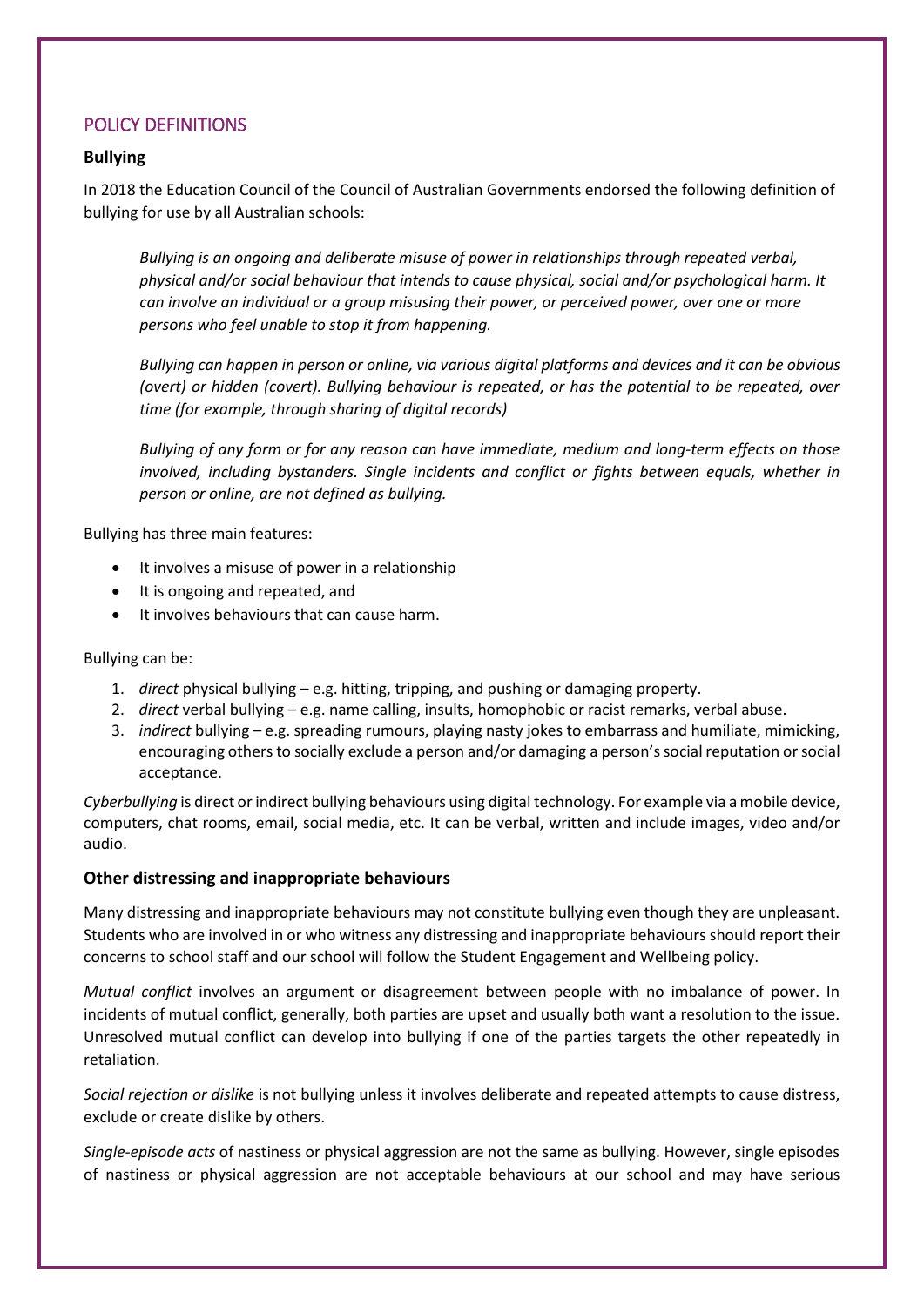## POLICY DEFINITIONS

### Bullying

In 2018 the Education Council of the Council of Australian Governments endorsed the following definition of bullying for use by all Australian schools:

> *Bullying is an ongoing and deliberate misuse of power in relationships through repeated verbal, physical and/or social behaviour that intends to cause physical, social and/or psychological harm. It can involve an individual or a group misusing their power, or perceived power, over one or more persons who feel unable to stop it from happening.*
>
> *Bullying can happen in person or online, via various digital platforms and devices and it can be obvious (overt) or hidden (covert). Bullying behaviour is repeated, or has the potential to be repeated, over time (for example, through sharing of digital records)*
>
> *Bullying of any form or for any reason can have immediate, medium and long-term effects on those involved, including bystanders. Single incidents and conflict or fights between equals, whether in person or online, are not defined as bullying.*

Bullying has three main features:

- It involves a misuse of power in a relationship
- It is ongoing and repeated, and
- It involves behaviours that can cause harm.

Bullying can be:

1. *direct* physical bullying – e.g. hitting, tripping, and pushing or damaging property.
2. *direct* verbal bullying – e.g. name calling, insults, homophobic or racist remarks, verbal abuse.
3. *indirect* bullying – e.g. spreading rumours, playing nasty jokes to embarrass and humiliate, mimicking, encouraging others to socially exclude a person and/or damaging a person's social reputation or social acceptance.

*Cyberbullying* is direct or indirect bullying behaviours using digital technology. For example via a mobile device, computers, chat rooms, email, social media, etc. It can be verbal, written and include images, video and/or audio.

### Other distressing and inappropriate behaviours

Many distressing and inappropriate behaviours may not constitute bullying even though they are unpleasant. Students who are involved in or who witness any distressing and inappropriate behaviours should report their concerns to school staff and our school will follow the Student Engagement and Wellbeing policy.

*Mutual conflict* involves an argument or disagreement between people with no imbalance of power. In incidents of mutual conflict, generally, both parties are upset and usually both want a resolution to the issue. Unresolved mutual conflict can develop into bullying if one of the parties targets the other repeatedly in retaliation.

*Social rejection or dislike* is not bullying unless it involves deliberate and repeated attempts to cause distress, exclude or create dislike by others.

*Single-episode acts* of nastiness or physical aggression are not the same as bullying. However, single episodes of nastiness or physical aggression are not acceptable behaviours at our school and may have serious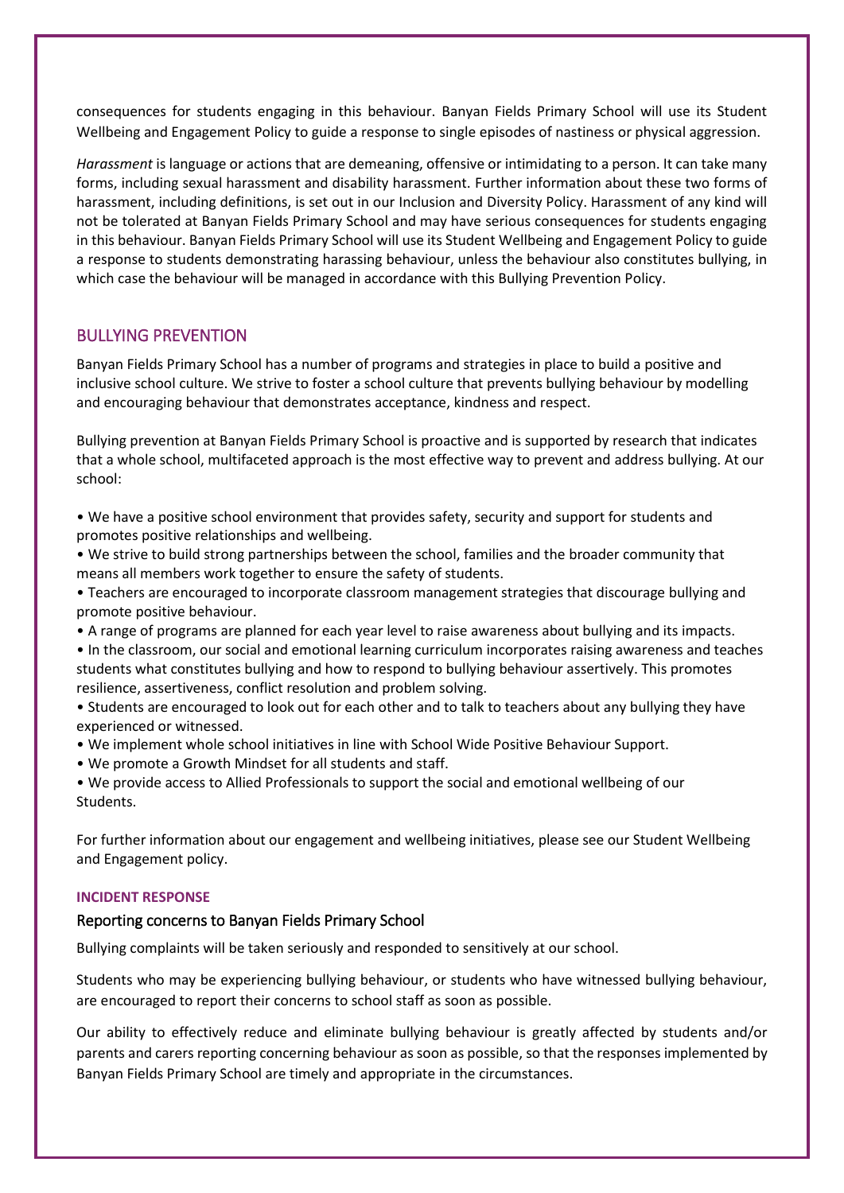consequences for students engaging in this behaviour. Banyan Fields Primary School will use its Student Wellbeing and Engagement Policy to guide a response to single episodes of nastiness or physical aggression.

*Harassment* is language or actions that are demeaning, offensive or intimidating to a person. It can take many forms, including sexual harassment and disability harassment. Further information about these two forms of harassment, including definitions, is set out in our Inclusion and Diversity Policy. Harassment of any kind will not be tolerated at Banyan Fields Primary School and may have serious consequences for students engaging in this behaviour. Banyan Fields Primary School will use its Student Wellbeing and Engagement Policy to guide a response to students demonstrating harassing behaviour, unless the behaviour also constitutes bullying, in which case the behaviour will be managed in accordance with this Bullying Prevention Policy.

## BULLYING PREVENTION

Banyan Fields Primary School has a number of programs and strategies in place to build a positive and inclusive school culture. We strive to foster a school culture that prevents bullying behaviour by modelling and encouraging behaviour that demonstrates acceptance, kindness and respect.

Bullying prevention at Banyan Fields Primary School is proactive and is supported by research that indicates that a whole school, multifaceted approach is the most effective way to prevent and address bullying. At our school:

- We have a positive school environment that provides safety, security and support for students and promotes positive relationships and wellbeing.
- We strive to build strong partnerships between the school, families and the broader community that means all members work together to ensure the safety of students.
- Teachers are encouraged to incorporate classroom management strategies that discourage bullying and promote positive behaviour.
- A range of programs are planned for each year level to raise awareness about bullying and its impacts.
- In the classroom, our social and emotional learning curriculum incorporates raising awareness and teaches students what constitutes bullying and how to respond to bullying behaviour assertively. This promotes resilience, assertiveness, conflict resolution and problem solving.
- Students are encouraged to look out for each other and to talk to teachers about any bullying they have experienced or witnessed.
- We implement whole school initiatives in line with School Wide Positive Behaviour Support.
- We promote a Growth Mindset for all students and staff.
- We provide access to Allied Professionals to support the social and emotional wellbeing of our Students.

For further information about our engagement and wellbeing initiatives, please see our Student Wellbeing and Engagement policy.

**INCIDENT RESPONSE**

### Reporting concerns to Banyan Fields Primary School

Bullying complaints will be taken seriously and responded to sensitively at our school.

Students who may be experiencing bullying behaviour, or students who have witnessed bullying behaviour, are encouraged to report their concerns to school staff as soon as possible.

Our ability to effectively reduce and eliminate bullying behaviour is greatly affected by students and/or parents and carers reporting concerning behaviour as soon as possible, so that the responses implemented by Banyan Fields Primary School are timely and appropriate in the circumstances.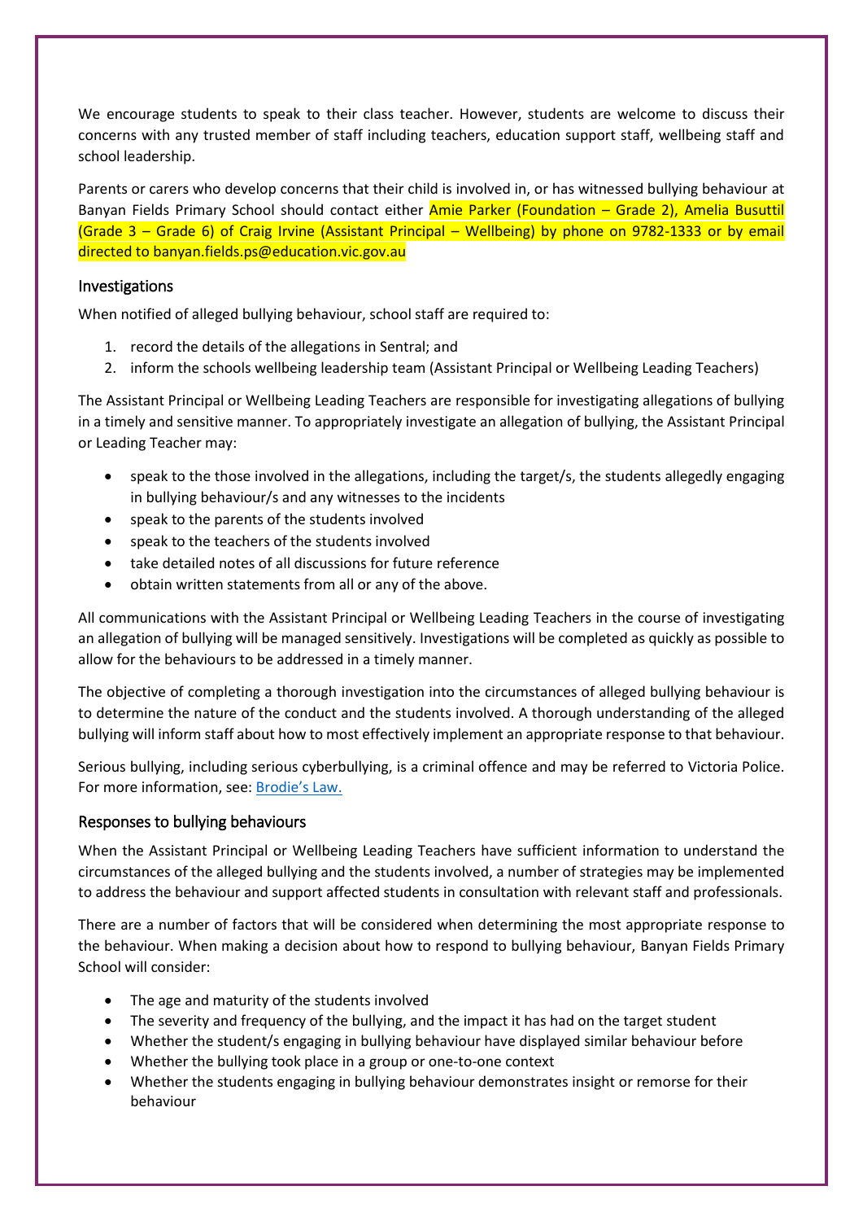We encourage students to speak to their class teacher. However, students are welcome to discuss their concerns with any trusted member of staff including teachers, education support staff, wellbeing staff and school leadership.

Parents or carers who develop concerns that their child is involved in, or has witnessed bullying behaviour at Banyan Fields Primary School should contact either Amie Parker (Foundation – Grade 2), Amelia Busuttil (Grade 3 – Grade 6) of Craig Irvine (Assistant Principal – Wellbeing) by phone on 9782-1333 or by email directed to banyan.fields.ps@education.vic.gov.au

## Investigations

When notified of alleged bullying behaviour, school staff are required to:

1. record the details of the allegations in Sentral; and
2. inform the schools wellbeing leadership team (Assistant Principal or Wellbeing Leading Teachers)

The Assistant Principal or Wellbeing Leading Teachers are responsible for investigating allegations of bullying in a timely and sensitive manner. To appropriately investigate an allegation of bullying, the Assistant Principal or Leading Teacher may:

- speak to the those involved in the allegations, including the target/s, the students allegedly engaging in bullying behaviour/s and any witnesses to the incidents
- speak to the parents of the students involved
- speak to the teachers of the students involved
- take detailed notes of all discussions for future reference
- obtain written statements from all or any of the above.

All communications with the Assistant Principal or Wellbeing Leading Teachers in the course of investigating an allegation of bullying will be managed sensitively. Investigations will be completed as quickly as possible to allow for the behaviours to be addressed in a timely manner.

The objective of completing a thorough investigation into the circumstances of alleged bullying behaviour is to determine the nature of the conduct and the students involved. A thorough understanding of the alleged bullying will inform staff about how to most effectively implement an appropriate response to that behaviour.

Serious bullying, including serious cyberbullying, is a criminal offence and may be referred to Victoria Police. For more information, see: Brodie's Law.

## Responses to bullying behaviours

When the Assistant Principal or Wellbeing Leading Teachers have sufficient information to understand the circumstances of the alleged bullying and the students involved, a number of strategies may be implemented to address the behaviour and support affected students in consultation with relevant staff and professionals.

There are a number of factors that will be considered when determining the most appropriate response to the behaviour. When making a decision about how to respond to bullying behaviour, Banyan Fields Primary School will consider:

- The age and maturity of the students involved
- The severity and frequency of the bullying, and the impact it has had on the target student
- Whether the student/s engaging in bullying behaviour have displayed similar behaviour before
- Whether the bullying took place in a group or one-to-one context
- Whether the students engaging in bullying behaviour demonstrates insight or remorse for their behaviour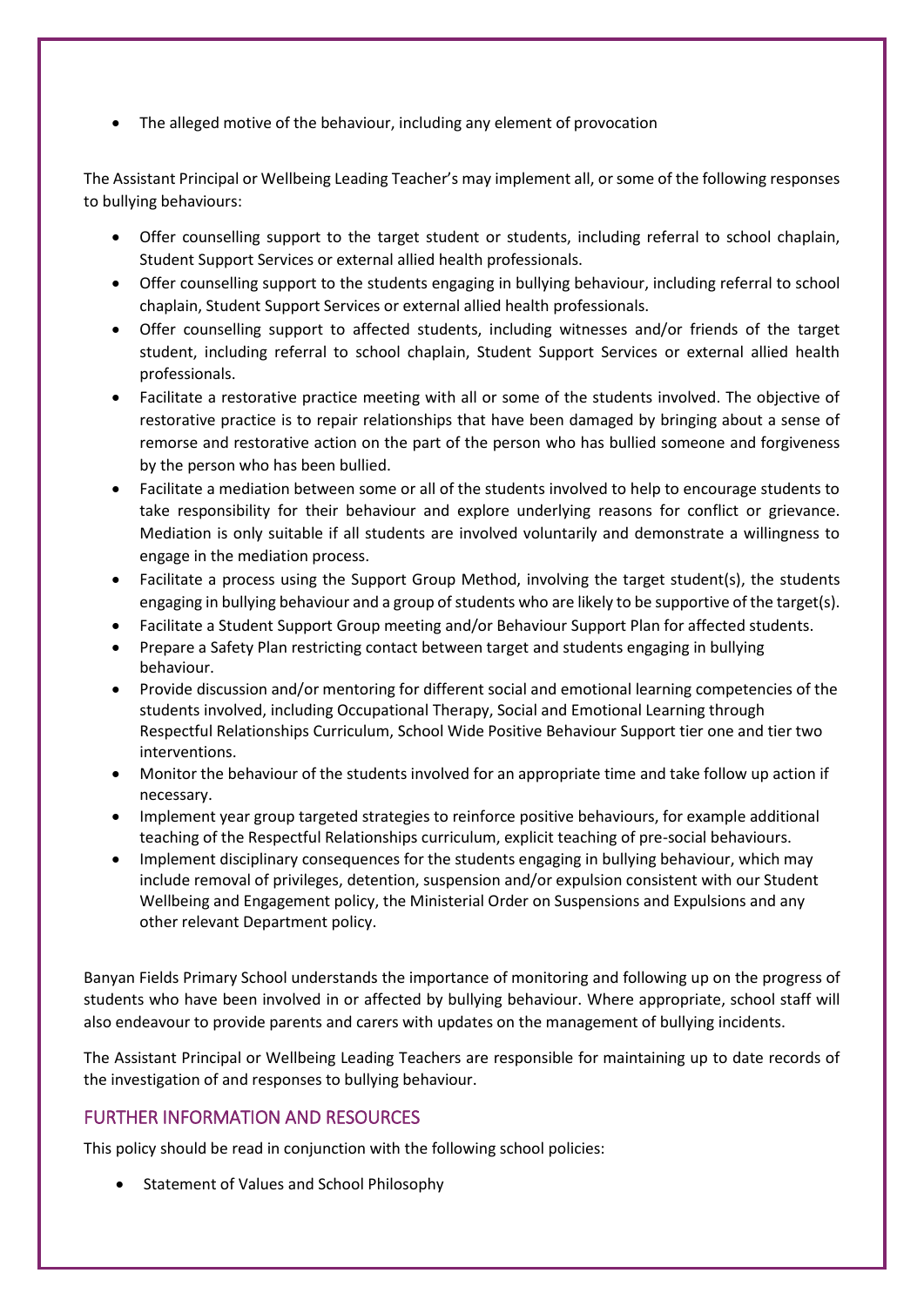- The alleged motive of the behaviour, including any element of provocation

The Assistant Principal or Wellbeing Leading Teacher's may implement all, or some of the following responses to bullying behaviours:

- Offer counselling support to the target student or students, including referral to school chaplain, Student Support Services or external allied health professionals.
- Offer counselling support to the students engaging in bullying behaviour, including referral to school chaplain, Student Support Services or external allied health professionals.
- Offer counselling support to affected students, including witnesses and/or friends of the target student, including referral to school chaplain, Student Support Services or external allied health professionals.
- Facilitate a restorative practice meeting with all or some of the students involved. The objective of restorative practice is to repair relationships that have been damaged by bringing about a sense of remorse and restorative action on the part of the person who has bullied someone and forgiveness by the person who has been bullied.
- Facilitate a mediation between some or all of the students involved to help to encourage students to take responsibility for their behaviour and explore underlying reasons for conflict or grievance. Mediation is only suitable if all students are involved voluntarily and demonstrate a willingness to engage in the mediation process.
- Facilitate a process using the Support Group Method, involving the target student(s), the students engaging in bullying behaviour and a group of students who are likely to be supportive of the target(s).
- Facilitate a Student Support Group meeting and/or Behaviour Support Plan for affected students.
- Prepare a Safety Plan restricting contact between target and students engaging in bullying behaviour.
- Provide discussion and/or mentoring for different social and emotional learning competencies of the students involved, including Occupational Therapy, Social and Emotional Learning through Respectful Relationships Curriculum, School Wide Positive Behaviour Support tier one and tier two interventions.
- Monitor the behaviour of the students involved for an appropriate time and take follow up action if necessary.
- Implement year group targeted strategies to reinforce positive behaviours, for example additional teaching of the Respectful Relationships curriculum, explicit teaching of pre-social behaviours.
- Implement disciplinary consequences for the students engaging in bullying behaviour, which may include removal of privileges, detention, suspension and/or expulsion consistent with our Student Wellbeing and Engagement policy, the Ministerial Order on Suspensions and Expulsions and any other relevant Department policy.

Banyan Fields Primary School understands the importance of monitoring and following up on the progress of students who have been involved in or affected by bullying behaviour. Where appropriate, school staff will also endeavour to provide parents and carers with updates on the management of bullying incidents.

The Assistant Principal or Wellbeing Leading Teachers are responsible for maintaining up to date records of the investigation of and responses to bullying behaviour.

## FURTHER INFORMATION AND RESOURCES

This policy should be read in conjunction with the following school policies:

- Statement of Values and School Philosophy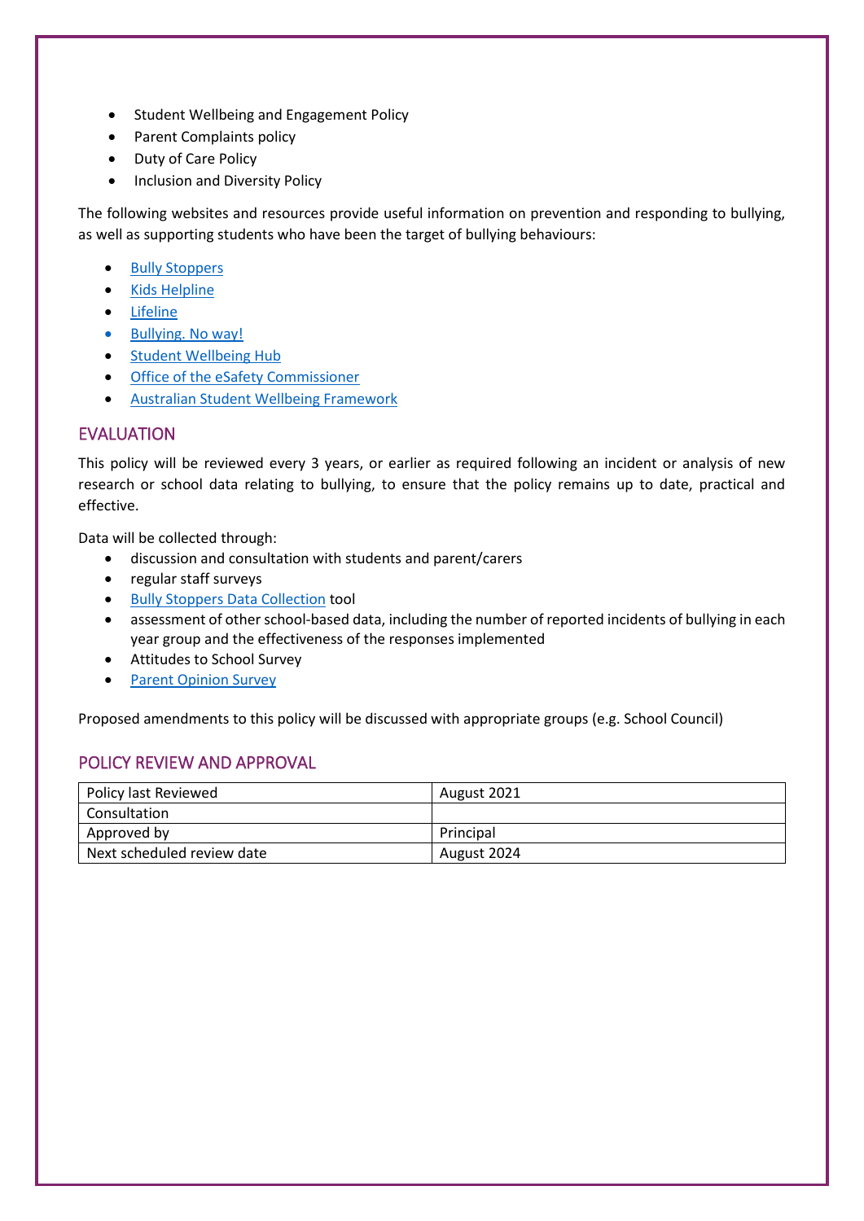- Student Wellbeing and Engagement Policy
- Parent Complaints policy
- Duty of Care Policy
- Inclusion and Diversity Policy

The following websites and resources provide useful information on prevention and responding to bullying, as well as supporting students who have been the target of bullying behaviours:

- Bully Stoppers
- Kids Helpline
- Lifeline
- Bullying. No way!
- Student Wellbeing Hub
- Office of the eSafety Commissioner
- Australian Student Wellbeing Framework

## EVALUATION

This policy will be reviewed every 3 years, or earlier as required following an incident or analysis of new research or school data relating to bullying, to ensure that the policy remains up to date, practical and effective.

Data will be collected through:

- discussion and consultation with students and parent/carers
- regular staff surveys
- Bully Stoppers Data Collection tool
- assessment of other school-based data, including the number of reported incidents of bullying in each year group and the effectiveness of the responses implemented
- Attitudes to School Survey
- Parent Opinion Survey

Proposed amendments to this policy will be discussed with appropriate groups (e.g. School Council)

## POLICY REVIEW AND APPROVAL

| | |
|---|---|
| Policy last Reviewed | August 2021 |
| Consultation | |
| Approved by | Principal |
| Next scheduled review date | August 2024 |